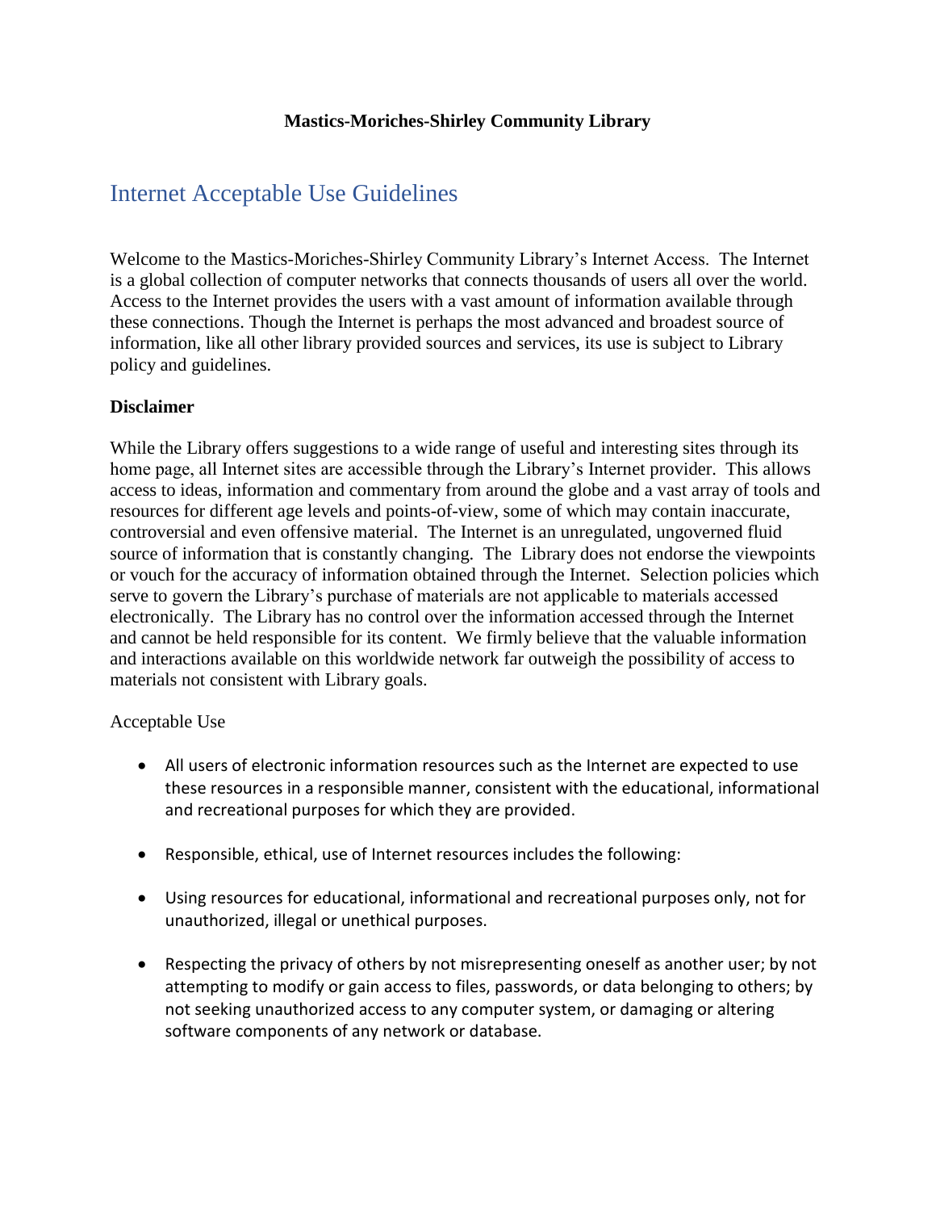**Mastics-Moriches-Shirley Community Library**

# Internet Acceptable Use Guidelines

Welcome to the Mastics-Moriches-Shirley Community Library's Internet Access. The Internet is a global collection of computer networks that connects thousands of users all over the world. Access to the Internet provides the users with a vast amount of information available through these connections. Though the Internet is perhaps the most advanced and broadest source of information, like all other library provided sources and services, its use is subject to Library policy and guidelines.

**Disclaimer**

While the Library offers suggestions to a wide range of useful and interesting sites through its home page, all Internet sites are accessible through the Library's Internet provider. This allows access to ideas, information and commentary from around the globe and a vast array of tools and resources for different age levels and points-of-view, some of which may contain inaccurate, controversial and even offensive material. The Internet is an unregulated, ungoverned fluid source of information that is constantly changing. The Library does not endorse the viewpoints or vouch for the accuracy of information obtained through the Internet. Selection policies which serve to govern the Library's purchase of materials are not applicable to materials accessed electronically. The Library has no control over the information accessed through the Internet and cannot be held responsible for its content. We firmly believe that the valuable information and interactions available on this worldwide network far outweigh the possibility of access to materials not consistent with Library goals.

Acceptable Use

- All users of electronic information resources such as the Internet are expected to use these resources in a responsible manner, consistent with the educational, informational and recreational purposes for which they are provided.
- Responsible, ethical, use of Internet resources includes the following:
- Using resources for educational, informational and recreational purposes only, not for unauthorized, illegal or unethical purposes.
- Respecting the privacy of others by not misrepresenting oneself as another user; by not attempting to modify or gain access to files, passwords, or data belonging to others; by not seeking unauthorized access to any computer system, or damaging or altering software components of any network or database.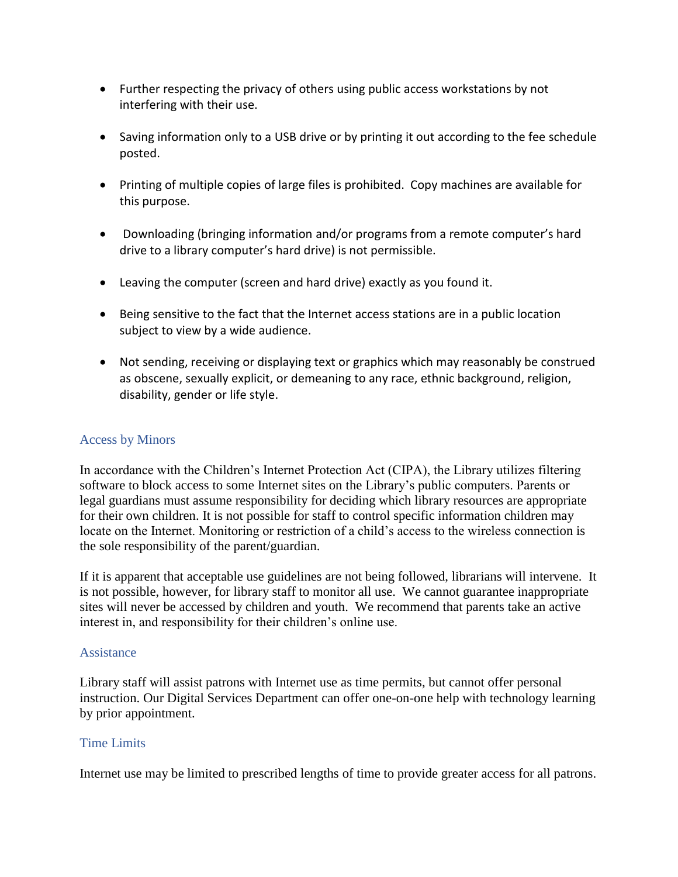- Further respecting the privacy of others using public access workstations by not interfering with their use.

- Saving information only to a USB drive or by printing it out according to the fee schedule posted.

- Printing of multiple copies of large files is prohibited. Copy machines are available for this purpose.

- Downloading (bringing information and/or programs from a remote computer's hard drive to a library computer's hard drive) is not permissible.

- Leaving the computer (screen and hard drive) exactly as you found it.

- Being sensitive to the fact that the Internet access stations are in a public location subject to view by a wide audience.

- Not sending, receiving or displaying text or graphics which may reasonably be construed as obscene, sexually explicit, or demeaning to any race, ethnic background, religion, disability, gender or life style.

## Access by Minors

In accordance with the Children's Internet Protection Act (CIPA), the Library utilizes filtering software to block access to some Internet sites on the Library's public computers. Parents or legal guardians must assume responsibility for deciding which library resources are appropriate for their own children. It is not possible for staff to control specific information children may locate on the Internet. Monitoring or restriction of a child's access to the wireless connection is the sole responsibility of the parent/guardian.

If it is apparent that acceptable use guidelines are not being followed, librarians will intervene. It is not possible, however, for library staff to monitor all use. We cannot guarantee inappropriate sites will never be accessed by children and youth. We recommend that parents take an active interest in, and responsibility for their children's online use.

## Assistance

Library staff will assist patrons with Internet use as time permits, but cannot offer personal instruction. Our Digital Services Department can offer one-on-one help with technology learning by prior appointment.

## Time Limits

Internet use may be limited to prescribed lengths of time to provide greater access for all patrons.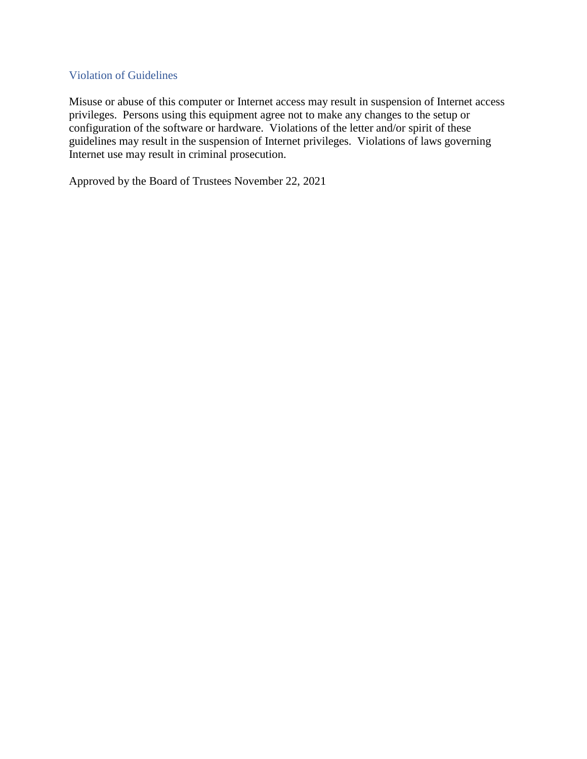## Violation of Guidelines

Misuse or abuse of this computer or Internet access may result in suspension of Internet access privileges. Persons using this equipment agree not to make any changes to the setup or configuration of the software or hardware. Violations of the letter and/or spirit of these guidelines may result in the suspension of Internet privileges. Violations of laws governing Internet use may result in criminal prosecution.

Approved by the Board of Trustees November 22, 2021